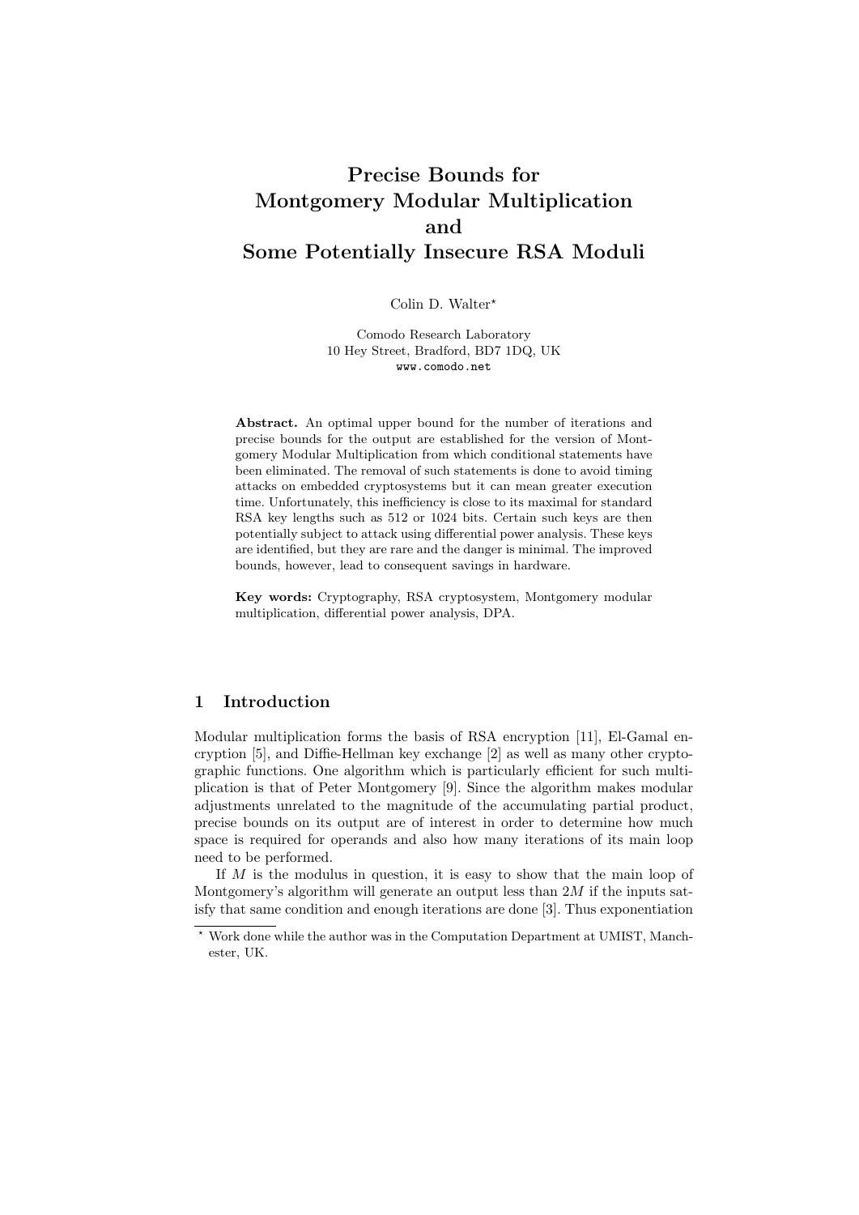# Precise Bounds for Montgomery Modular Multiplication and Some Potentially Insecure RSA Moduli

Colin D. Walter*

Comodo Research Laboratory
10 Hey Street, Bradford, BD7 1DQ, UK
www.comodo.net

**Abstract.** An optimal upper bound for the number of iterations and precise bounds for the output are established for the version of Montgomery Modular Multiplication from which conditional statements have been eliminated. The removal of such statements is done to avoid timing attacks on embedded cryptosystems but it can mean greater execution time. Unfortunately, this inefficiency is close to its maximal for standard RSA key lengths such as 512 or 1024 bits. Certain such keys are then potentially subject to attack using differential power analysis. These keys are identified, but they are rare and the danger is minimal. The improved bounds, however, lead to consequent savings in hardware.

**Key words:** Cryptography, RSA cryptosystem, Montgomery modular multiplication, differential power analysis, DPA.

## 1 Introduction

Modular multiplication forms the basis of RSA encryption [11], El-Gamal encryption [5], and Diffie-Hellman key exchange [2] as well as many other cryptographic functions. One algorithm which is particularly efficient for such multiplication is that of Peter Montgomery [9]. Since the algorithm makes modular adjustments unrelated to the magnitude of the accumulating partial product, precise bounds on its output are of interest in order to determine how much space is required for operands and also how many iterations of its main loop need to be performed.

If $M$ is the modulus in question, it is easy to show that the main loop of Montgomery's algorithm will generate an output less than $2M$ if the inputs satisfy that same condition and enough iterations are done [3]. Thus exponentiation

* Work done while the author was in the Computation Department at UMIST, Manchester, UK.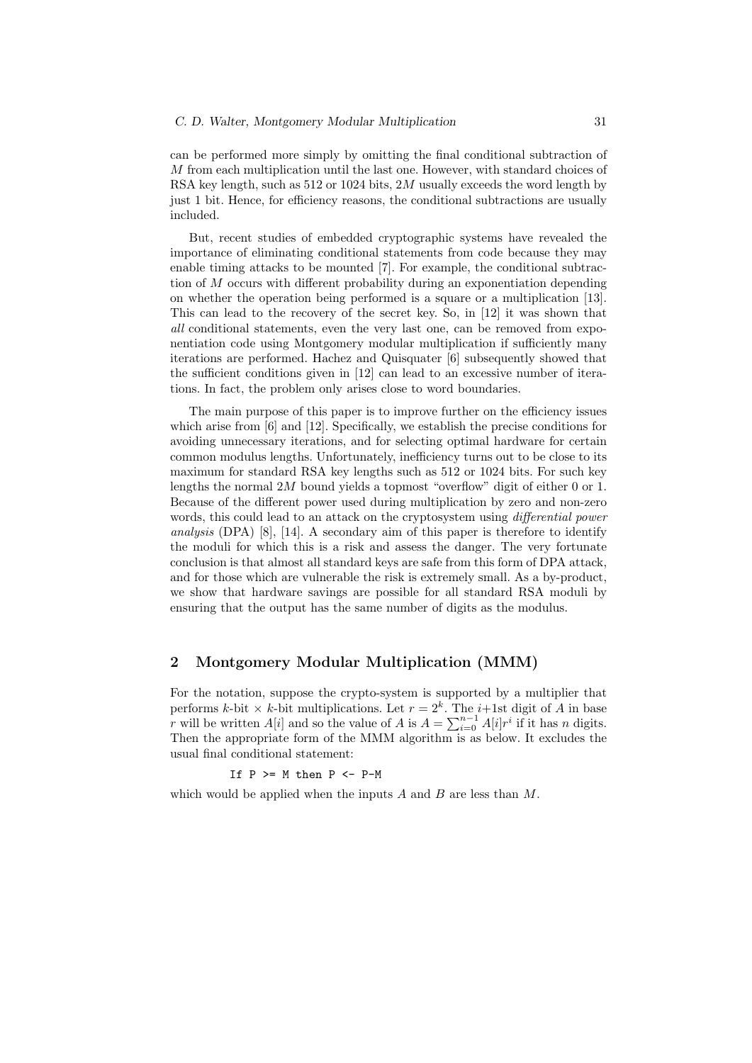can be performed more simply by omitting the final conditional subtraction of $M$ from each multiplication until the last one. However, with standard choices of RSA key length, such as 512 or 1024 bits, $2M$ usually exceeds the word length by just 1 bit. Hence, for efficiency reasons, the conditional subtractions are usually included.

But, recent studies of embedded cryptographic systems have revealed the importance of eliminating conditional statements from code because they may enable timing attacks to be mounted [7]. For example, the conditional subtraction of $M$ occurs with different probability during an exponentiation depending on whether the operation being performed is a square or a multiplication [13]. This can lead to the recovery of the secret key. So, in [12] it was shown that *all* conditional statements, even the very last one, can be removed from exponentiation code using Montgomery modular multiplication if sufficiently many iterations are performed. Hachez and Quisquater [6] subsequently showed that the sufficient conditions given in [12] can lead to an excessive number of iterations. In fact, the problem only arises close to word boundaries.

The main purpose of this paper is to improve further on the efficiency issues which arise from [6] and [12]. Specifically, we establish the precise conditions for avoiding unnecessary iterations, and for selecting optimal hardware for certain common modulus lengths. Unfortunately, inefficiency turns out to be close to its maximum for standard RSA key lengths such as 512 or 1024 bits. For such key lengths the normal $2M$ bound yields a topmost "overflow" digit of either 0 or 1. Because of the different power used during multiplication by zero and non-zero words, this could lead to an attack on the cryptosystem using *differential power analysis* (DPA) [8], [14]. A secondary aim of this paper is therefore to identify the moduli for which this is a risk and assess the danger. The very fortunate conclusion is that almost all standard keys are safe from this form of DPA attack, and for those which are vulnerable the risk is extremely small. As a by-product, we show that hardware savings are possible for all standard RSA moduli by ensuring that the output has the same number of digits as the modulus.

## 2 Montgomery Modular Multiplication (MMM)

For the notation, suppose the crypto-system is supported by a multiplier that performs $k$-bit $\times$ $k$-bit multiplications. Let $r = 2^k$. The $i$+1st digit of $A$ in base $r$ will be written $A[i]$ and so the value of $A$ is $A = \sum_{i=0}^{n-1} A[i]r^i$ if it has $n$ digits. Then the appropriate form of the MMM algorithm is as below. It excludes the usual final conditional statement:

```
If P >= M then P <- P-M
```

which would be applied when the inputs $A$ and $B$ are less than $M$.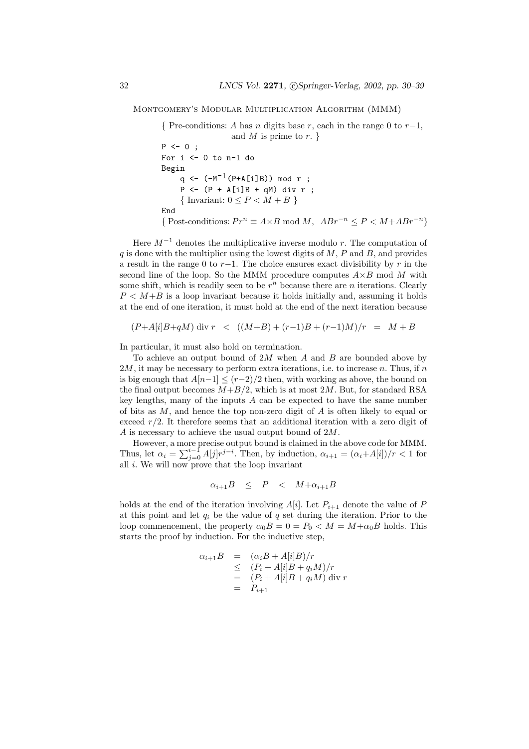Montgomery's Modular Multiplication Algorithm (MMM)

```
{ Pre-conditions: A has n digits base r, each in the range 0 to r−1,
                  and M is prime to r. }
P <- 0 ;
For i <- 0 to n-1 do
Begin
    q <- (-M^-1(P+A[i]B)) mod r ;
    P <- (P + A[i]B + qM) div r ;
    { Invariant: 0 ≤ P < M + B }
End
{ Post-conditions: Pr^n ≡ A×B mod M,  ABr^-n ≤ P < M+ABr^-n }
```

Here $M^{-1}$ denotes the multiplicative inverse modulo $r$. The computation of $q$ is done with the multiplier using the lowest digits of $M$, $P$ and $B$, and provides a result in the range 0 to $r-1$. The choice ensures exact divisibility by $r$ in the second line of the loop. So the MMM procedure computes $A \times B \bmod M$ with some shift, which is readily seen to be $r^n$ because there are $n$ iterations. Clearly $P < M+B$ is a loop invariant because it holds initially and, assuming it holds at the end of one iteration, it must hold at the end of the next iteration because

$$(P+A[i]B+qM) \text{ div } r \quad < \quad ((M+B)+(r-1)B+(r-1)M)/r \quad = \quad M+B$$

In particular, it must also hold on termination.

To achieve an output bound of $2M$ when $A$ and $B$ are bounded above by $2M$, it may be necessary to perform extra iterations, i.e. to increase $n$. Thus, if $n$ is big enough that $A[n-1] \le (r-2)/2$ then, with working as above, the bound on the final output becomes $M+B/2$, which is at most $2M$. But, for standard RSA key lengths, many of the inputs $A$ can be expected to have the same number of bits as $M$, and hence the top non-zero digit of $A$ is often likely to equal or exceed $r/2$. It therefore seems that an additional iteration with a zero digit of $A$ is necessary to achieve the usual output bound of $2M$.

However, a more precise output bound is claimed in the above code for MMM. Thus, let $\alpha_i = \sum_{j=0}^{i-1} A[j]r^{j-i}$. Then, by induction, $\alpha_{i+1} = (\alpha_i+A[i])/r < 1$ for all $i$. We will now prove that the loop invariant

$$\alpha_{i+1}B \quad \le \quad P \quad < \quad M+\alpha_{i+1}B$$

holds at the end of the iteration involving $A[i]$. Let $P_{i+1}$ denote the value of $P$ at this point and let $q_i$ be the value of $q$ set during the iteration. Prior to the loop commencement, the property $\alpha_0 B = 0 = P_0 < M = M+\alpha_0 B$ holds. This starts the proof by induction. For the inductive step,

$$\begin{aligned}
\alpha_{i+1}B &= (\alpha_i B + A[i]B)/r \\
&\le (P_i + A[i]B + q_i M)/r \\
&= (P_i + A[i]B + q_i M) \text{ div } r \\
&= P_{i+1}
\end{aligned}$$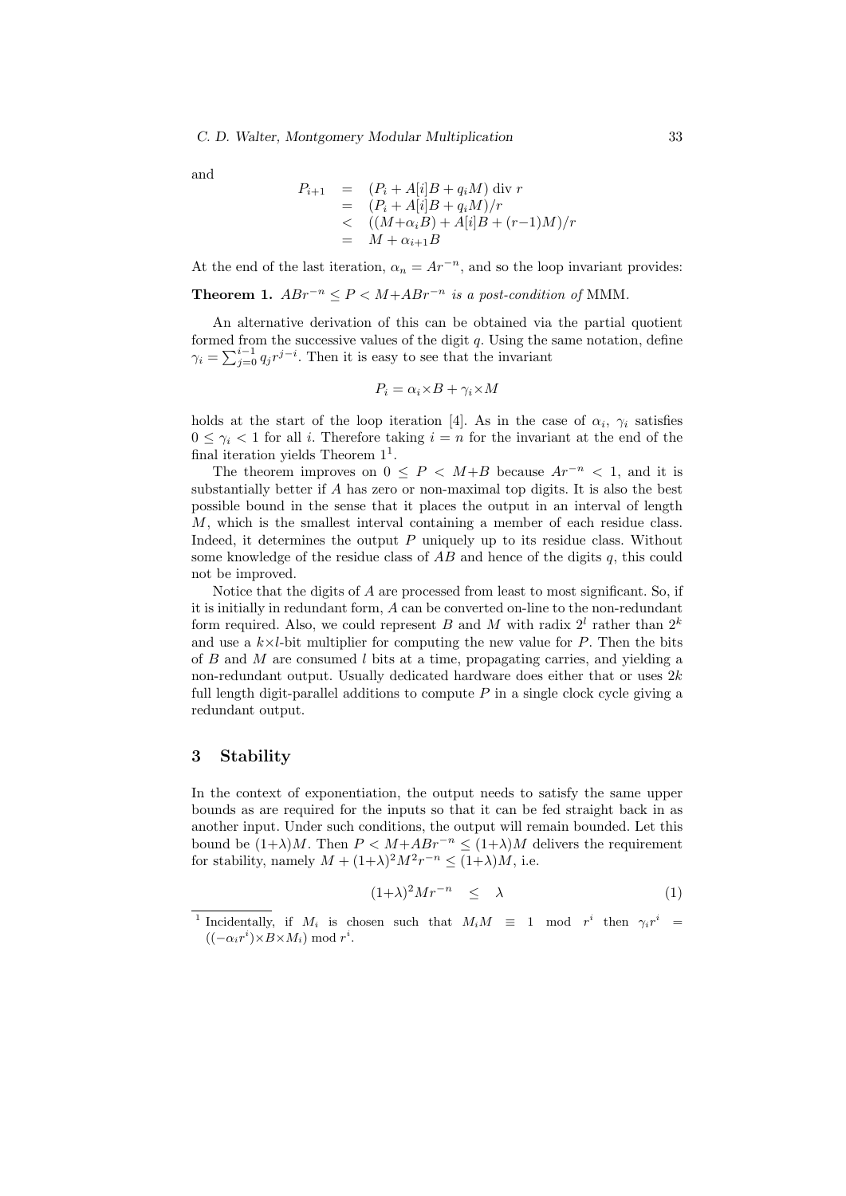and

$$
\begin{aligned}
P_{i+1} &= (P_i + A[i]B + q_i M) \text{ div } r \\
&= (P_i + A[i]B + q_i M)/r \\
&< ((M+\alpha_i B) + A[i]B + (r-1)M)/r \\
&= M + \alpha_{i+1} B
\end{aligned}
$$

At the end of the last iteration, $\alpha_n = Ar^{-n}$, and so the loop invariant provides:

**Theorem 1.** *$ABr^{-n} \leq P < M+ABr^{-n}$ is a post-condition of* MMM.

An alternative derivation of this can be obtained via the partial quotient formed from the successive values of the digit $q$. Using the same notation, define $\gamma_i = \sum_{j=0}^{i-1} q_j r^{j-i}$. Then it is easy to see that the invariant

$$P_i = \alpha_i \times B + \gamma_i \times M$$

holds at the start of the loop iteration [4]. As in the case of $\alpha_i$, $\gamma_i$ satisfies $0 \leq \gamma_i < 1$ for all $i$. Therefore taking $i = n$ for the invariant at the end of the final iteration yields Theorem 1[1].

The theorem improves on $0 \leq P < M+B$ because $Ar^{-n} < 1$, and it is substantially better if $A$ has zero or non-maximal top digits. It is also the best possible bound in the sense that it places the output in an interval of length $M$, which is the smallest interval containing a member of each residue class. Indeed, it determines the output $P$ uniquely up to its residue class. Without some knowledge of the residue class of $AB$ and hence of the digits $q$, this could not be improved.

Notice that the digits of $A$ are processed from least to most significant. So, if it is initially in redundant form, $A$ can be converted on-line to the non-redundant form required. Also, we could represent $B$ and $M$ with radix $2^l$ rather than $2^k$ and use a $k \times l$-bit multiplier for computing the new value for $P$. Then the bits of $B$ and $M$ are consumed $l$ bits at a time, propagating carries, and yielding a non-redundant output. Usually dedicated hardware does either that or uses $2k$ full length digit-parallel additions to compute $P$ in a single clock cycle giving a redundant output.

## 3 Stability

In the context of exponentiation, the output needs to satisfy the same upper bounds as are required for the inputs so that it can be fed straight back in as another input. Under such conditions, the output will remain bounded. Let this bound be $(1+\lambda)M$. Then $P < M+ABr^{-n} \leq (1+\lambda)M$ delivers the requirement for stability, namely $M + (1+\lambda)^2 M^2 r^{-n} \leq (1+\lambda)M$, i.e.

$$(1+\lambda)^2 M r^{-n} \quad \leq \quad \lambda \tag{1}$$

[1] Incidentally, if $M_i$ is chosen such that $M_i M \equiv 1 \mod r^i$ then $\gamma_i r^i = ((-\alpha_i r^i) \times B \times M_i) \mod r^i$.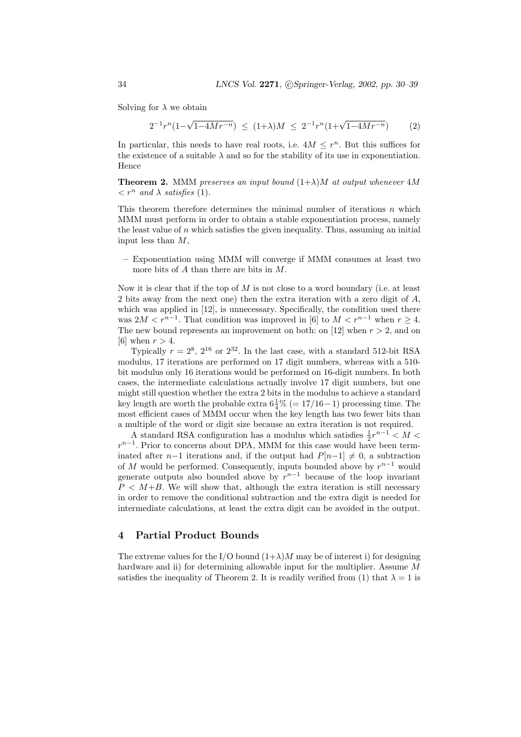Solving for $\lambda$ we obtain

$$2^{-1}r^n(1-\sqrt{1-4Mr^{-n}}) \leq (1+\lambda)M \leq 2^{-1}r^n(1+\sqrt{1-4Mr^{-n}}) \qquad (2)$$

In particular, this needs to have real roots, i.e. $4M \leq r^n$. But this suffices for the existence of a suitable $\lambda$ and so for the stability of its use in exponentiation. Hence

**Theorem 2.** *MMM preserves an input bound $(1+\lambda)M$ at output whenever $4M < r^n$ and $\lambda$ satisfies (1).*

This theorem therefore determines the minimal number of iterations $n$ which MMM must perform in order to obtain a stable exponentiation process, namely the least value of $n$ which satisfies the given inequality. Thus, assuming an initial input less than $M$,

- Exponentiation using MMM will converge if MMM consumes at least two more bits of $A$ than there are bits in $M$.

Now it is clear that if the top of $M$ is not close to a word boundary (i.e. at least 2 bits away from the next one) then the extra iteration with a zero digit of $A$, which was applied in [12], is unnecessary. Specifically, the condition used there was $2M < r^{n-1}$. That condition was improved in [6] to $M < r^{n-1}$ when $r \geq 4$. The new bound represents an improvement on both: on [12] when $r > 2$, and on [6] when $r > 4$.

Typically $r = 2^8$, $2^{16}$ or $2^{32}$. In the last case, with a standard 512-bit RSA modulus, 17 iterations are performed on 17 digit numbers, whereas with a 510-bit modulus only 16 iterations would be performed on 16-digit numbers. In both cases, the intermediate calculations actually involve 17 digit numbers, but one might still question whether the extra 2 bits in the modulus to achieve a standard key length are worth the probable extra $6\frac{1}{4}\%$ ($= 17/16-1$) processing time. The most efficient cases of MMM occur when the key length has two fewer bits than a multiple of the word or digit size because an extra iteration is not required.

A standard RSA configuration has a modulus which satisfies $\frac{1}{2}r^{n-1} < M < r^{n-1}$. Prior to concerns about DPA, MMM for this case would have been terminated after $n-1$ iterations and, if the output had $P[n-1] \neq 0$, a subtraction of $M$ would be performed. Consequently, inputs bounded above by $r^{n-1}$ would generate outputs also bounded above by $r^{n-1}$ because of the loop invariant $P < M+B$. We will show that, although the extra iteration is still necessary in order to remove the conditional subtraction and the extra digit is needed for intermediate calculations, at least the extra digit can be avoided in the output.

## 4 Partial Product Bounds

The extreme values for the I/O bound $(1+\lambda)M$ may be of interest i) for designing hardware and ii) for determining allowable input for the multiplier. Assume $M$ satisfies the inequality of Theorem 2. It is readily verified from (1) that $\lambda = 1$ is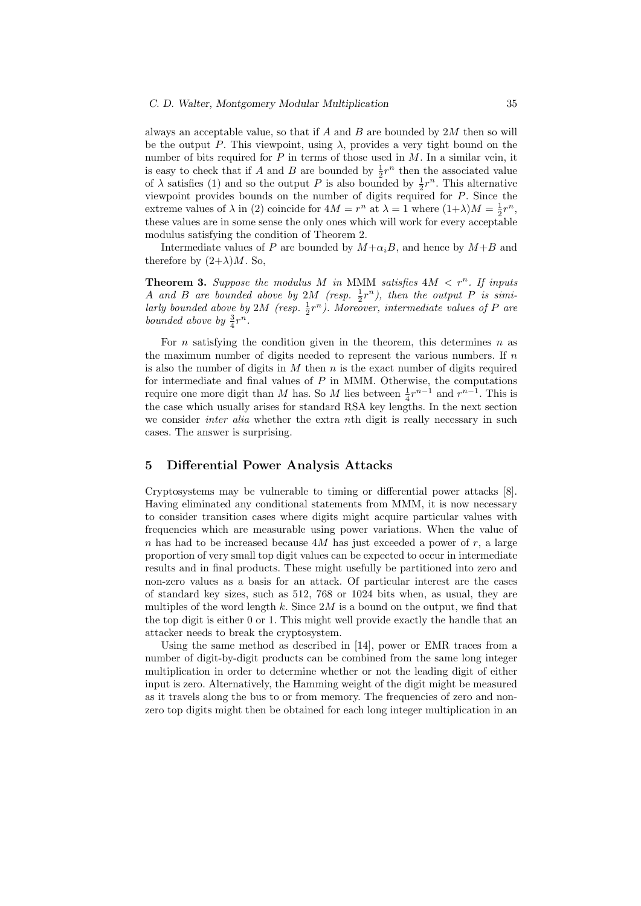always an acceptable value, so that if $A$ and $B$ are bounded by $2M$ then so will be the output $P$. This viewpoint, using $\lambda$, provides a very tight bound on the number of bits required for $P$ in terms of those used in $M$. In a similar vein, it is easy to check that if $A$ and $B$ are bounded by $\frac{1}{2}r^n$ then the associated value of $\lambda$ satisfies (1) and so the output $P$ is also bounded by $\frac{1}{2}r^n$. This alternative viewpoint provides bounds on the number of digits required for $P$. Since the extreme values of $\lambda$ in (2) coincide for $4M = r^n$ at $\lambda = 1$ where $(1+\lambda)M = \frac{1}{2}r^n$, these values are in some sense the only ones which will work for every acceptable modulus satisfying the condition of Theorem 2.

Intermediate values of $P$ are bounded by $M+\alpha_i B$, and hence by $M+B$ and therefore by $(2+\lambda)M$. So,

**Theorem 3.** *Suppose the modulus $M$ in* MMM *satisfies $4M < r^n$. If inputs $A$ and $B$ are bounded above by $2M$ (resp. $\frac{1}{2}r^n$), then the output $P$ is similarly bounded above by $2M$ (resp. $\frac{1}{2}r^n$). Moreover, intermediate values of $P$ are bounded above by $\frac{3}{4}r^n$.*

For $n$ satisfying the condition given in the theorem, this determines $n$ as the maximum number of digits needed to represent the various numbers. If $n$ is also the number of digits in $M$ then $n$ is the exact number of digits required for intermediate and final values of $P$ in MMM. Otherwise, the computations require one more digit than $M$ has. So $M$ lies between $\frac{1}{4}r^{n-1}$ and $r^{n-1}$. This is the case which usually arises for standard RSA key lengths. In the next section we consider *inter alia* whether the extra $n$th digit is really necessary in such cases. The answer is surprising.

## 5 Differential Power Analysis Attacks

Cryptosystems may be vulnerable to timing or differential power attacks [8]. Having eliminated any conditional statements from MMM, it is now necessary to consider transition cases where digits might acquire particular values with frequencies which are measurable using power variations. When the value of $n$ has had to be increased because $4M$ has just exceeded a power of $r$, a large proportion of very small top digit values can be expected to occur in intermediate results and in final products. These might usefully be partitioned into zero and non-zero values as a basis for an attack. Of particular interest are the cases of standard key sizes, such as 512, 768 or 1024 bits when, as usual, they are multiples of the word length $k$. Since $2M$ is a bound on the output, we find that the top digit is either 0 or 1. This might well provide exactly the handle that an attacker needs to break the cryptosystem.

Using the same method as described in [14], power or EMR traces from a number of digit-by-digit products can be combined from the same long integer multiplication in order to determine whether or not the leading digit of either input is zero. Alternatively, the Hamming weight of the digit might be measured as it travels along the bus to or from memory. The frequencies of zero and non-zero top digits might then be obtained for each long integer multiplication in an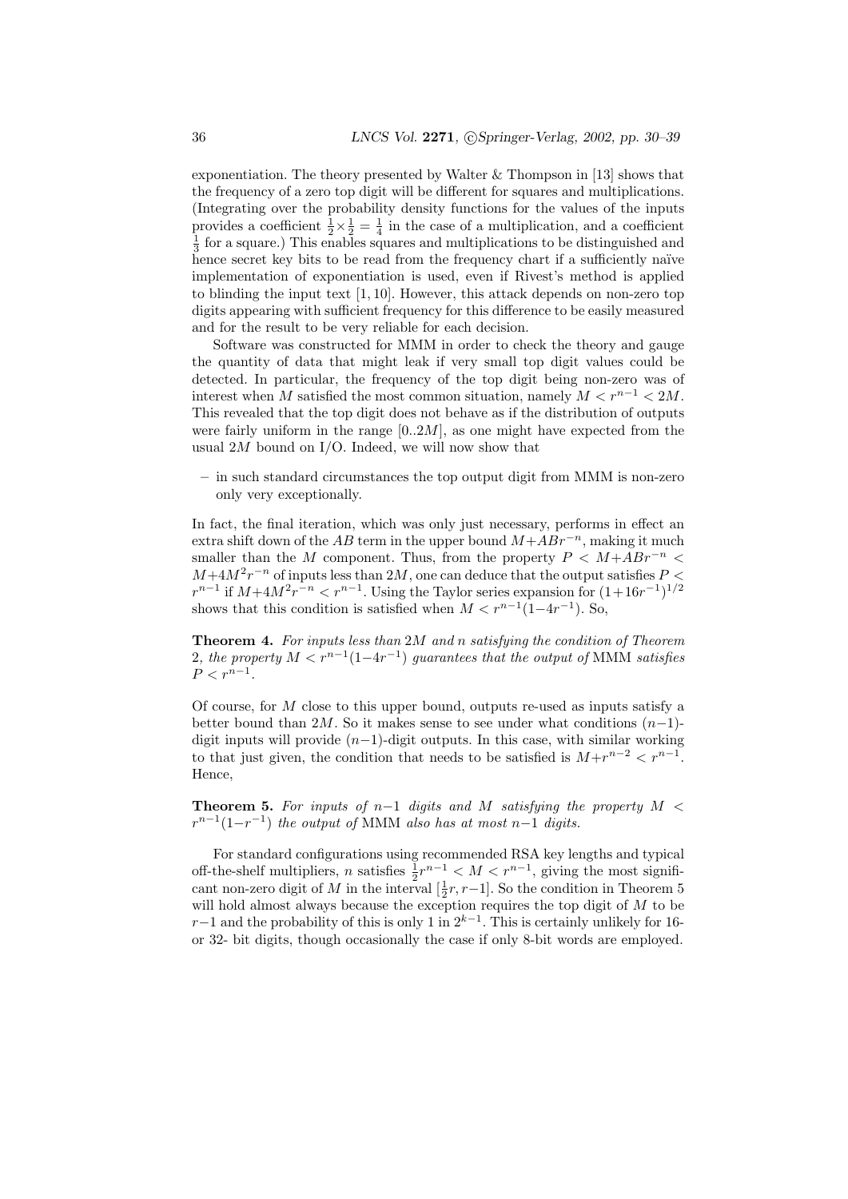exponentiation. The theory presented by Walter & Thompson in [13] shows that the frequency of a zero top digit will be different for squares and multiplications. (Integrating over the probability density functions for the values of the inputs provides a coefficient $\frac{1}{2}\times\frac{1}{2} = \frac{1}{4}$ in the case of a multiplication, and a coefficient $\frac{1}{3}$ for a square.) This enables squares and multiplications to be distinguished and hence secret key bits to be read from the frequency chart if a sufficiently naïve implementation of exponentiation is used, even if Rivest's method is applied to blinding the input text [1, 10]. However, this attack depends on non-zero top digits appearing with sufficient frequency for this difference to be easily measured and for the result to be very reliable for each decision.

Software was constructed for MMM in order to check the theory and gauge the quantity of data that might leak if very small top digit values could be detected. In particular, the frequency of the top digit being non-zero was of interest when $M$ satisfied the most common situation, namely $M < r^{n-1} < 2M$. This revealed that the top digit does not behave as if the distribution of outputs were fairly uniform in the range $[0..2M]$, as one might have expected from the usual $2M$ bound on I/O. Indeed, we will now show that

- in such standard circumstances the top output digit from MMM is non-zero only very exceptionally.

In fact, the final iteration, which was only just necessary, performs in effect an extra shift down of the $AB$ term in the upper bound $M+ABr^{-n}$, making it much smaller than the $M$ component. Thus, from the property $P < M+ABr^{-n} < M+4M^2r^{-n}$ of inputs less than $2M$, one can deduce that the output satisfies $P < r^{n-1}$ if $M+4M^2r^{-n} < r^{n-1}$. Using the Taylor series expansion for $(1+16r^{-1})^{1/2}$ shows that this condition is satisfied when $M < r^{n-1}(1-4r^{-1})$. So,

**Theorem 4.** *For inputs less than* $2M$ *and* $n$ *satisfying the condition of Theorem* 2*, the property* $M < r^{n-1}(1-4r^{-1})$ *guarantees that the output of* MMM *satisfies* $P < r^{n-1}$.

Of course, for $M$ close to this upper bound, outputs re-used as inputs satisfy a better bound than $2M$. So it makes sense to see under what conditions $(n-1)$-digit inputs will provide $(n-1)$-digit outputs. In this case, with similar working to that just given, the condition that needs to be satisfied is $M+r^{n-2} < r^{n-1}$. Hence,

**Theorem 5.** *For inputs of* $n-1$ *digits and* $M$ *satisfying the property* $M < r^{n-1}(1-r^{-1})$ *the output of* MMM *also has at most* $n-1$ *digits.*

For standard configurations using recommended RSA key lengths and typical off-the-shelf multipliers, $n$ satisfies $\frac{1}{2}r^{n-1} < M < r^{n-1}$, giving the most significant non-zero digit of $M$ in the interval $[\frac{1}{2}r, r-1]$. So the condition in Theorem 5 will hold almost always because the exception requires the top digit of $M$ to be $r-1$ and the probability of this is only 1 in $2^{k-1}$. This is certainly unlikely for 16- or 32- bit digits, though occasionally the case if only 8-bit words are employed.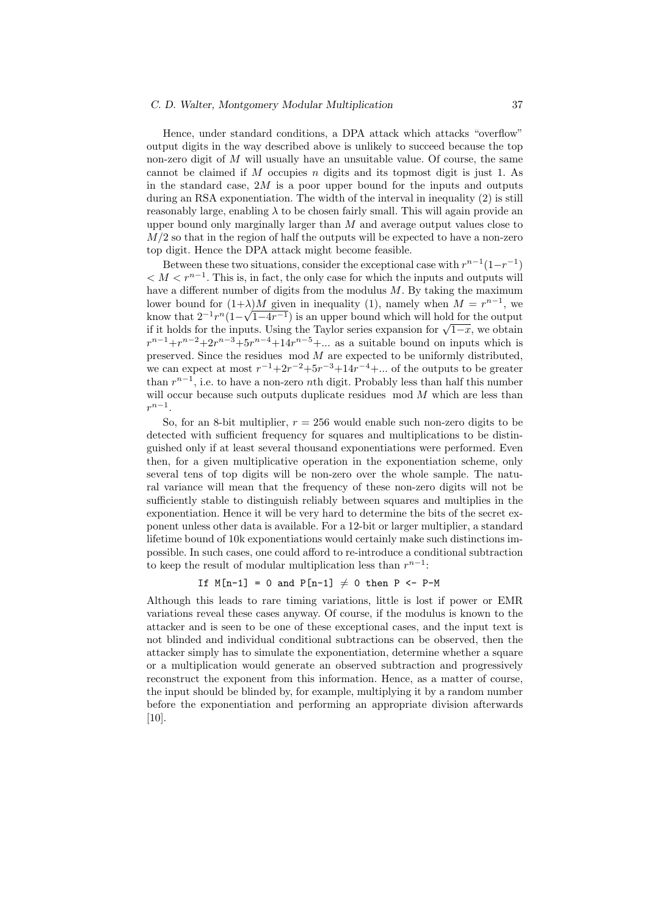Hence, under standard conditions, a DPA attack which attacks "overflow" output digits in the way described above is unlikely to succeed because the top non-zero digit of $M$ will usually have an unsuitable value. Of course, the same cannot be claimed if $M$ occupies $n$ digits and its topmost digit is just 1. As in the standard case, $2M$ is a poor upper bound for the inputs and outputs during an RSA exponentiation. The width of the interval in inequality (2) is still reasonably large, enabling $\lambda$ to be chosen fairly small. This will again provide an upper bound only marginally larger than $M$ and average output values close to $M/2$ so that in the region of half the outputs will be expected to have a non-zero top digit. Hence the DPA attack might become feasible.

Between these two situations, consider the exceptional case with $r^{n-1}(1-r^{-1}) < M < r^{n-1}$. This is, in fact, the only case for which the inputs and outputs will have a different number of digits from the modulus $M$. By taking the maximum lower bound for $(1+\lambda)M$ given in inequality (1), namely when $M = r^{n-1}$, we know that $2^{-1}r^n(1-\sqrt{1-4r^{-1}})$ is an upper bound which will hold for the output if it holds for the inputs. Using the Taylor series expansion for $\sqrt{1-x}$, we obtain $r^{n-1}+r^{n-2}+2r^{n-3}+5r^{n-4}+14r^{n-5}+...$ as a suitable bound on inputs which is preserved. Since the residues mod $M$ are expected to be uniformly distributed, we can expect at most $r^{-1}+2r^{-2}+5r^{-3}+14r^{-4}+...$ of the outputs to be greater than $r^{n-1}$, i.e. to have a non-zero $n$th digit. Probably less than half this number will occur because such outputs duplicate residues mod $M$ which are less than $r^{n-1}$.

So, for an 8-bit multiplier, $r = 256$ would enable such non-zero digits to be detected with sufficient frequency for squares and multiplications to be distinguished only if at least several thousand exponentiations were performed. Even then, for a given multiplicative operation in the exponentiation scheme, only several tens of top digits will be non-zero over the whole sample. The natural variance will mean that the frequency of these non-zero digits will not be sufficiently stable to distinguish reliably between squares and multiplies in the exponentiation. Hence it will be very hard to determine the bits of the secret exponent unless other data is available. For a 12-bit or larger multiplier, a standard lifetime bound of 10k exponentiations would certainly make such distinctions impossible. In such cases, one could afford to re-introduce a conditional subtraction to keep the result of modular multiplication less than $r^{n-1}$:

```
If M[n-1] = 0 and P[n-1] ≠ 0 then P <- P-M
```

Although this leads to rare timing variations, little is lost if power or EMR variations reveal these cases anyway. Of course, if the modulus is known to the attacker and is seen to be one of these exceptional cases, and the input text is not blinded and individual conditional subtractions can be observed, then the attacker simply has to simulate the exponentiation, determine whether a square or a multiplication would generate an observed subtraction and progressively reconstruct the exponent from this information. Hence, as a matter of course, the input should be blinded by, for example, multiplying it by a random number before the exponentiation and performing an appropriate division afterwards [10].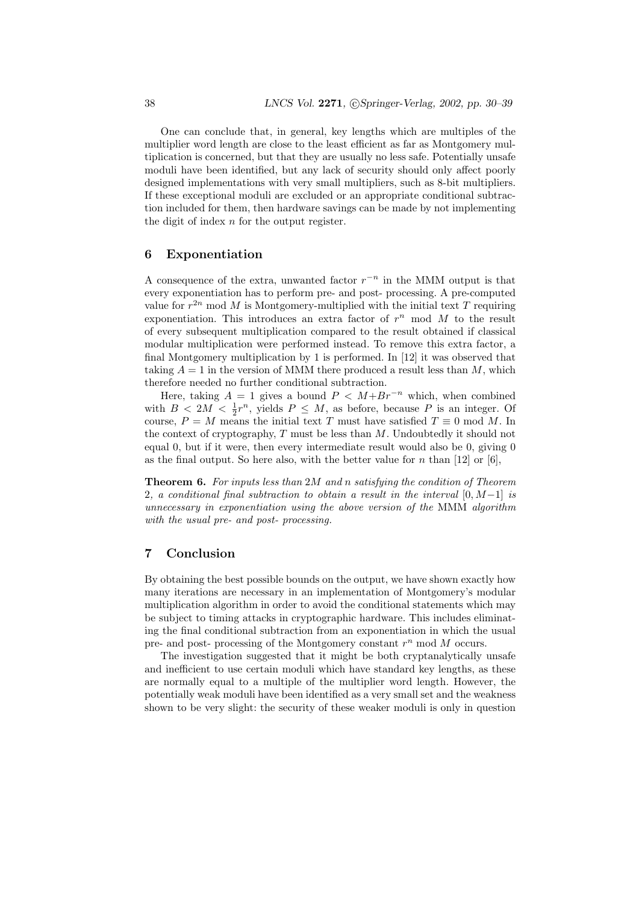One can conclude that, in general, key lengths which are multiples of the multiplier word length are close to the least efficient as far as Montgomery multiplication is concerned, but that they are usually no less safe. Potentially unsafe moduli have been identified, but any lack of security should only affect poorly designed implementations with very small multipliers, such as 8-bit multipliers. If these exceptional moduli are excluded or an appropriate conditional subtraction included for them, then hardware savings can be made by not implementing the digit of index $n$ for the output register.

## 6 Exponentiation

A consequence of the extra, unwanted factor $r^{-n}$ in the MMM output is that every exponentiation has to perform pre- and post- processing. A pre-computed value for $r^{2n} \bmod M$ is Montgomery-multiplied with the initial text $T$ requiring exponentiation. This introduces an extra factor of $r^n \bmod M$ to the result of every subsequent multiplication compared to the result obtained if classical modular multiplication were performed instead. To remove this extra factor, a final Montgomery multiplication by 1 is performed. In [12] it was observed that taking $A = 1$ in the version of MMM there produced a result less than $M$, which therefore needed no further conditional subtraction.

Here, taking $A = 1$ gives a bound $P < M + Br^{-n}$ which, when combined with $B < 2M < \frac{1}{2}r^n$, yields $P \leq M$, as before, because $P$ is an integer. Of course, $P = M$ means the initial text $T$ must have satisfied $T \equiv 0 \bmod M$. In the context of cryptography, $T$ must be less than $M$. Undoubtedly it should not equal 0, but if it were, then every intermediate result would also be 0, giving 0 as the final output. So here also, with the better value for $n$ than [12] or [6],

**Theorem 6.** *For inputs less than $2M$ and $n$ satisfying the condition of Theorem 2, a conditional final subtraction to obtain a result in the interval $[0, M-1]$ is unnecessary in exponentiation using the above version of the* MMM *algorithm with the usual pre- and post- processing.*

## 7 Conclusion

By obtaining the best possible bounds on the output, we have shown exactly how many iterations are necessary in an implementation of Montgomery's modular multiplication algorithm in order to avoid the conditional statements which may be subject to timing attacks in cryptographic hardware. This includes eliminating the final conditional subtraction from an exponentiation in which the usual pre- and post- processing of the Montgomery constant $r^n \bmod M$ occurs.

The investigation suggested that it might be both cryptanalytically unsafe and inefficient to use certain moduli which have standard key lengths, as these are normally equal to a multiple of the multiplier word length. However, the potentially weak moduli have been identified as a very small set and the weakness shown to be very slight: the security of these weaker moduli is only in question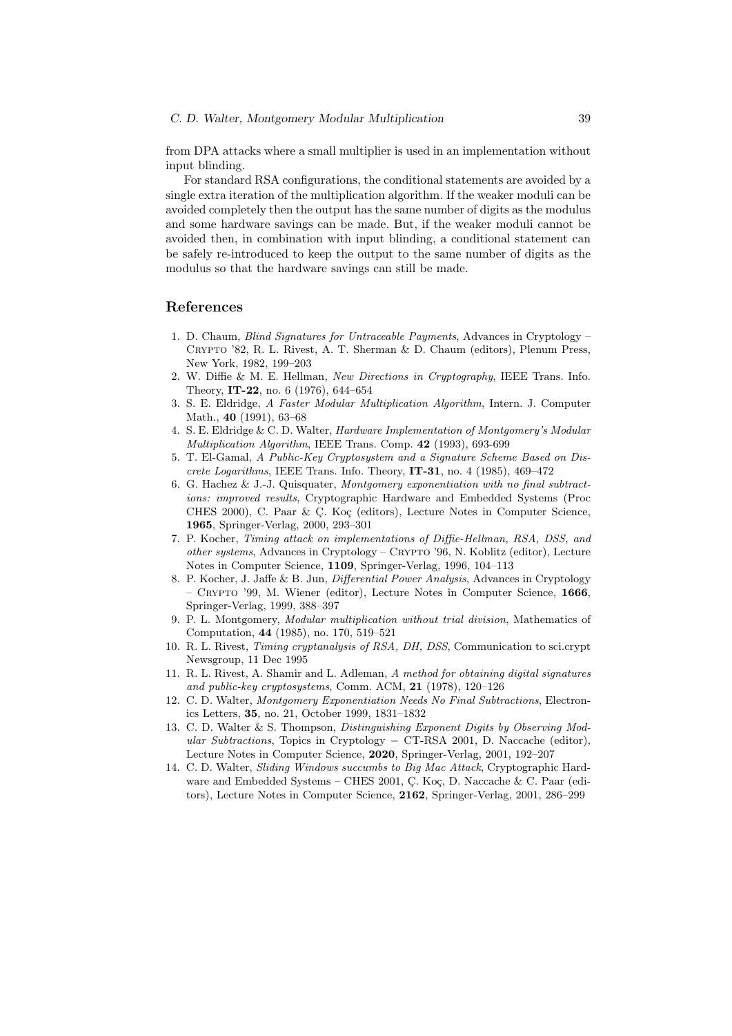from DPA attacks where a small multiplier is used in an implementation without input blinding.

For standard RSA configurations, the conditional statements are avoided by a single extra iteration of the multiplication algorithm. If the weaker moduli can be avoided completely then the output has the same number of digits as the modulus and some hardware savings can be made. But, if the weaker moduli cannot be avoided then, in combination with input blinding, a conditional statement can be safely re-introduced to keep the output to the same number of digits as the modulus so that the hardware savings can still be made.

## References

1. D. Chaum, *Blind Signatures for Untraceable Payments*, Advances in Cryptology – Crypto '82, R. L. Rivest, A. T. Sherman & D. Chaum (editors), Plenum Press, New York, 1982, 199–203
2. W. Diffie & M. E. Hellman, *New Directions in Cryptography*, IEEE Trans. Info. Theory, **IT-22**, no. 6 (1976), 644–654
3. S. E. Eldridge, *A Faster Modular Multiplication Algorithm*, Intern. J. Computer Math., **40** (1991), 63–68
4. S. E. Eldridge & C. D. Walter, *Hardware Implementation of Montgomery's Modular Multiplication Algorithm*, IEEE Trans. Comp. **42** (1993), 693-699
5. T. El-Gamal, *A Public-Key Cryptosystem and a Signature Scheme Based on Discrete Logarithms*, IEEE Trans. Info. Theory, **IT-31**, no. 4 (1985), 469–472
6. G. Hachez & J.-J. Quisquater, *Montgomery exponentiation with no final subtractions: improved results*, Cryptographic Hardware and Embedded Systems (Proc CHES 2000), C. Paar & Ç. Koç (editors), Lecture Notes in Computer Science, **1965**, Springer-Verlag, 2000, 293–301
7. P. Kocher, *Timing attack on implementations of Diffie-Hellman, RSA, DSS, and other systems*, Advances in Cryptology – Crypto '96, N. Koblitz (editor), Lecture Notes in Computer Science, **1109**, Springer-Verlag, 1996, 104–113
8. P. Kocher, J. Jaffe & B. Jun, *Differential Power Analysis*, Advances in Cryptology – Crypto '99, M. Wiener (editor), Lecture Notes in Computer Science, **1666**, Springer-Verlag, 1999, 388–397
9. P. L. Montgomery, *Modular multiplication without trial division*, Mathematics of Computation, **44** (1985), no. 170, 519–521
10. R. L. Rivest, *Timing cryptanalysis of RSA, DH, DSS*, Communication to sci.crypt Newsgroup, 11 Dec 1995
11. R. L. Rivest, A. Shamir and L. Adleman, *A method for obtaining digital signatures and public-key cryptosystems*, Comm. ACM, **21** (1978), 120–126
12. C. D. Walter, *Montgomery Exponentiation Needs No Final Subtractions*, Electronics Letters, **35**, no. 21, October 1999, 1831–1832
13. C. D. Walter & S. Thompson, *Distinguishing Exponent Digits by Observing Modular Subtractions*, Topics in Cryptology – CT-RSA 2001, D. Naccache (editor), Lecture Notes in Computer Science, **2020**, Springer-Verlag, 2001, 192–207
14. C. D. Walter, *Sliding Windows succumbs to Big Mac Attack*, Cryptographic Hardware and Embedded Systems – CHES 2001, Ç. Koç, D. Naccache & C. Paar (editors), Lecture Notes in Computer Science, **2162**, Springer-Verlag, 2001, 286–299